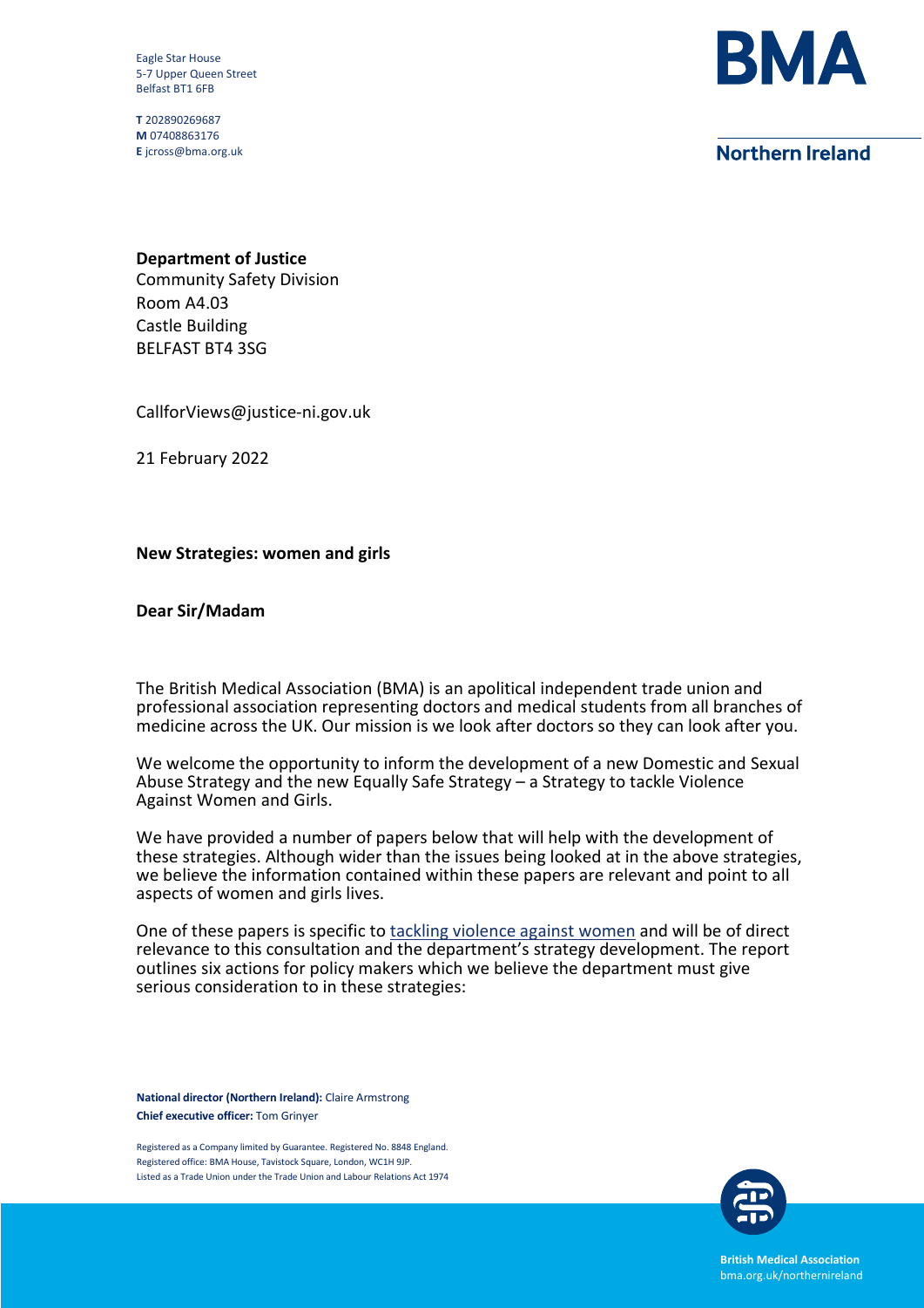Eagle Star House
5-7 Upper Queen Street
Belfast BT1 6FB

**T** 202890269687
**M** 07408863176
**E** jcross@bma.org.uk

**BMA**

**Northern Ireland**

**Department of Justice**
Community Safety Division
Room A4.03
Castle Building
BELFAST BT4 3SG

CallforViews@justice-ni.gov.uk

21 February 2022

**New Strategies: women and girls**

**Dear Sir/Madam**

The British Medical Association (BMA) is an apolitical independent trade union and professional association representing doctors and medical students from all branches of medicine across the UK. Our mission is we look after doctors so they can look after you.

We welcome the opportunity to inform the development of a new Domestic and Sexual Abuse Strategy and the new Equally Safe Strategy – a Strategy to tackle Violence Against Women and Girls.

We have provided a number of papers below that will help with the development of these strategies. Although wider than the issues being looked at in the above strategies, we believe the information contained within these papers are relevant and point to all aspects of women and girls lives.

One of these papers is specific to tackling violence against women and will be of direct relevance to this consultation and the department's strategy development. The report outlines six actions for policy makers which we believe the department must give serious consideration to in these strategies:

**National director (Northern Ireland):** Claire Armstrong
**Chief executive officer:** Tom Grinyer

Registered as a Company limited by Guarantee. Registered No. 8848 England.
Registered office: BMA House, Tavistock Square, London, WC1H 9JP.
Listed as a Trade Union under the Trade Union and Labour Relations Act 1974

**British Medical Association**
bma.org.uk/northernireland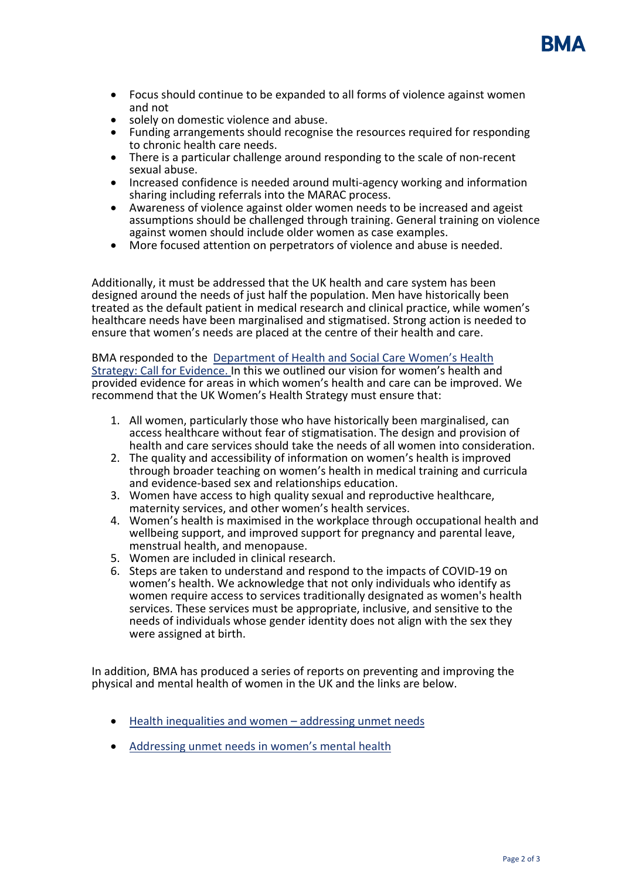- Focus should continue to be expanded to all forms of violence against women and not
- solely on domestic violence and abuse.
- Funding arrangements should recognise the resources required for responding to chronic health care needs.
- There is a particular challenge around responding to the scale of non-recent sexual abuse.
- Increased confidence is needed around multi-agency working and information sharing including referrals into the MARAC process.
- Awareness of violence against older women needs to be increased and ageist assumptions should be challenged through training. General training on violence against women should include older women as case examples.
- More focused attention on perpetrators of violence and abuse is needed.

Additionally, it must be addressed that the UK health and care system has been designed around the needs of just half the population. Men have historically been treated as the default patient in medical research and clinical practice, while women's healthcare needs have been marginalised and stigmatised. Strong action is needed to ensure that women's needs are placed at the centre of their health and care.

BMA responded to the Department of Health and Social Care Women's Health Strategy: Call for Evidence. In this we outlined our vision for women's health and provided evidence for areas in which women's health and care can be improved. We recommend that the UK Women's Health Strategy must ensure that:

1. All women, particularly those who have historically been marginalised, can access healthcare without fear of stigmatisation. The design and provision of health and care services should take the needs of all women into consideration.
2. The quality and accessibility of information on women's health is improved through broader teaching on women's health in medical training and curricula and evidence-based sex and relationships education.
3. Women have access to high quality sexual and reproductive healthcare, maternity services, and other women's health services.
4. Women's health is maximised in the workplace through occupational health and wellbeing support, and improved support for pregnancy and parental leave, menstrual health, and menopause.
5. Women are included in clinical research.
6. Steps are taken to understand and respond to the impacts of COVID-19 on women's health. We acknowledge that not only individuals who identify as women require access to services traditionally designated as women's health services. These services must be appropriate, inclusive, and sensitive to the needs of individuals whose gender identity does not align with the sex they were assigned at birth.

In addition, BMA has produced a series of reports on preventing and improving the physical and mental health of women in the UK and the links are below.

- Health inequalities and women – addressing unmet needs
- Addressing unmet needs in women's mental health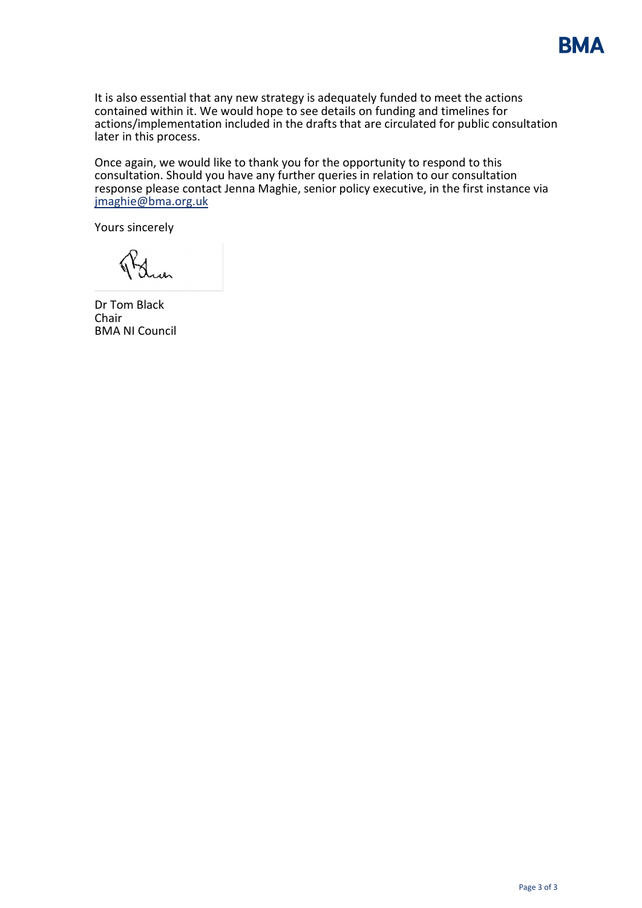It is also essential that any new strategy is adequately funded to meet the actions contained within it. We would hope to see details on funding and timelines for actions/implementation included in the drafts that are circulated for public consultation later in this process.

Once again, we would like to thank you for the opportunity to respond to this consultation. Should you have any further queries in relation to our consultation response please contact Jenna Maghie, senior policy executive, in the first instance via [jmaghie@bma.org.uk](mailto:jmaghie@bma.org.uk)

Yours sincerely

Dr Tom Black
Chair
BMA NI Council